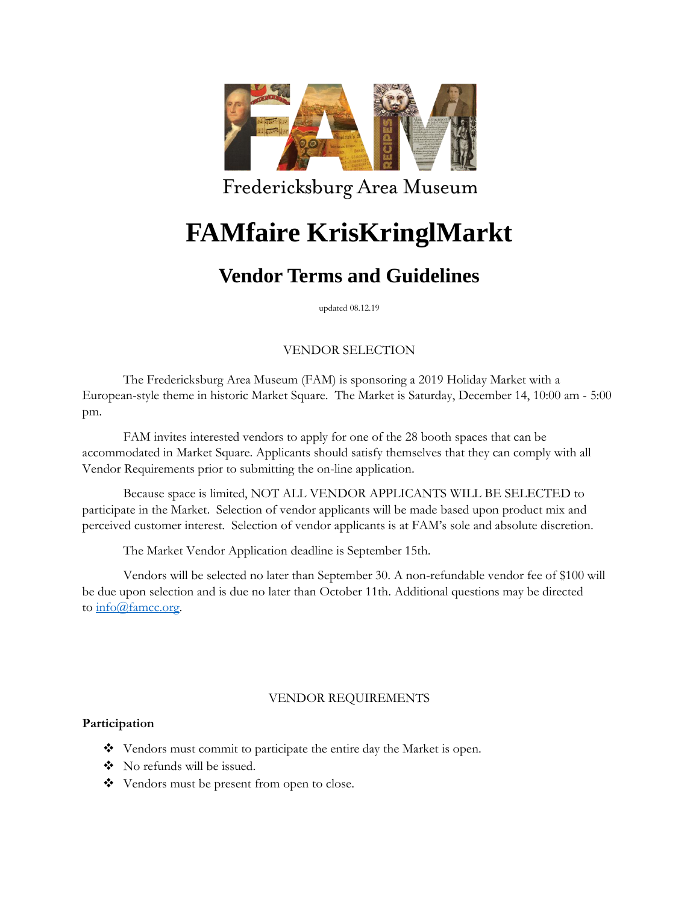Fredericksburg Area Museum

# FAMfaire KrisKringlMarkt

## Vendor Terms and Guidelines

updated 08.12.19

### VENDOR SELECTION

The Fredericksburg Area Museum (FAM) is sponsoring a 2019 Holiday Market with a European-style theme in historic Market Square. The Market is Saturday, December 14, 10:00 am - 5:00 pm.

FAM invites interested vendors to apply for one of the 28 booth spaces that can be accommodated in Market Square. Applicants should satisfy themselves that they can comply with all Vendor Requirements prior to submitting the on-line application.

Because space is limited, NOT ALL VENDOR APPLICANTS WILL BE SELECTED to participate in the Market. Selection of vendor applicants will be made based upon product mix and perceived customer interest. Selection of vendor applicants is at FAM's sole and absolute discretion.

The Market Vendor Application deadline is September 15th.

Vendors will be selected no later than September 30. A non-refundable vendor fee of $100 will be due upon selection and is due no later than October 11th. Additional questions may be directed to info@famcc.org.

### VENDOR REQUIREMENTS

**Participation**

- Vendors must commit to participate the entire day the Market is open.
- No refunds will be issued.
- Vendors must be present from open to close.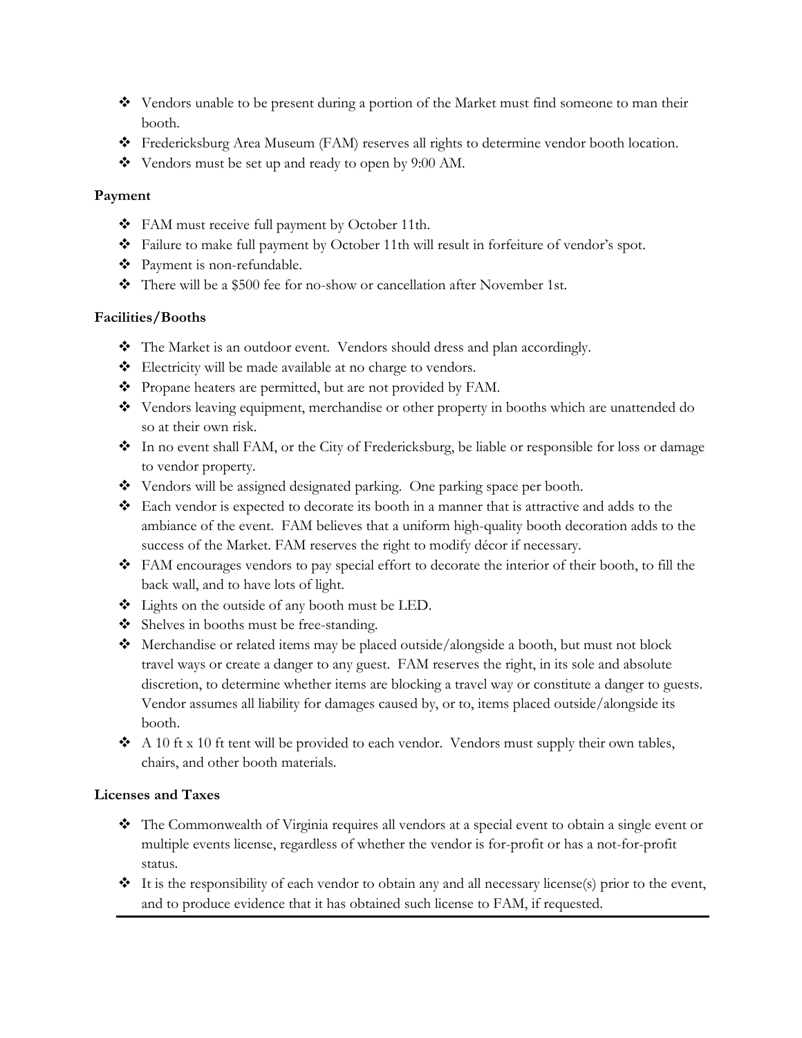- Vendors unable to be present during a portion of the Market must find someone to man their booth.
- Fredericksburg Area Museum (FAM) reserves all rights to determine vendor booth location.
- Vendors must be set up and ready to open by 9:00 AM.

**Payment**

- FAM must receive full payment by October 11th.
- Failure to make full payment by October 11th will result in forfeiture of vendor's spot.
- Payment is non-refundable.
- There will be a $500 fee for no-show or cancellation after November 1st.

**Facilities/Booths**

- The Market is an outdoor event. Vendors should dress and plan accordingly.
- Electricity will be made available at no charge to vendors.
- Propane heaters are permitted, but are not provided by FAM.
- Vendors leaving equipment, merchandise or other property in booths which are unattended do so at their own risk.
- In no event shall FAM, or the City of Fredericksburg, be liable or responsible for loss or damage to vendor property.
- Vendors will be assigned designated parking. One parking space per booth.
- Each vendor is expected to decorate its booth in a manner that is attractive and adds to the ambiance of the event. FAM believes that a uniform high-quality booth decoration adds to the success of the Market. FAM reserves the right to modify décor if necessary.
- FAM encourages vendors to pay special effort to decorate the interior of their booth, to fill the back wall, and to have lots of light.
- Lights on the outside of any booth must be LED.
- Shelves in booths must be free-standing.
- Merchandise or related items may be placed outside/alongside a booth, but must not block travel ways or create a danger to any guest. FAM reserves the right, in its sole and absolute discretion, to determine whether items are blocking a travel way or constitute a danger to guests. Vendor assumes all liability for damages caused by, or to, items placed outside/alongside its booth.
- A 10 ft x 10 ft tent will be provided to each vendor. Vendors must supply their own tables, chairs, and other booth materials.

**Licenses and Taxes**

- The Commonwealth of Virginia requires all vendors at a special event to obtain a single event or multiple events license, regardless of whether the vendor is for-profit or has a not-for-profit status.
- It is the responsibility of each vendor to obtain any and all necessary license(s) prior to the event, and to produce evidence that it has obtained such license to FAM, if requested.